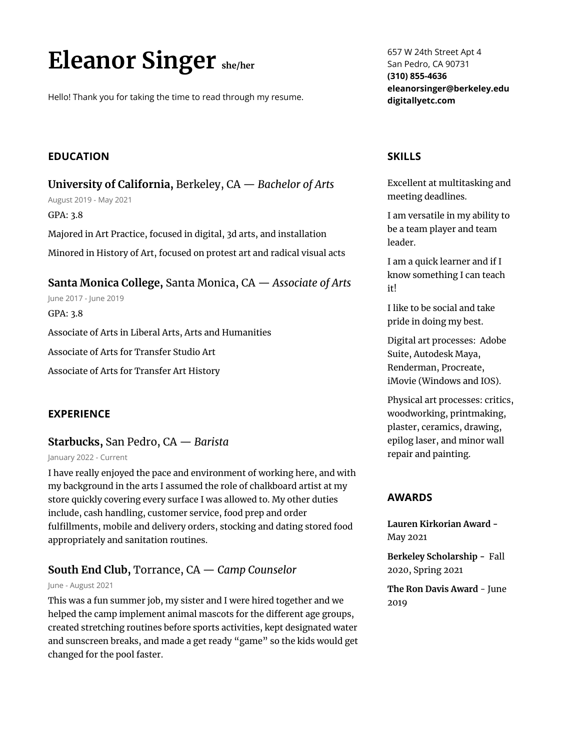# Eleanor Singer she/her

Hello! Thank you for taking the time to read through my resume.

657 W 24th Street Apt 4
San Pedro, CA 90731
**(310) 855-4636**
**eleanorsinger@berkeley.edu**
**digitallyetc.com**

## EDUCATION

### **University of California,** Berkeley, CA — *Bachelor of Arts*

August 2019 - May 2021

GPA: 3.8

Majored in Art Practice, focused in digital, 3d arts, and installation

Minored in History of Art, focused on protest art and radical visual acts

### **Santa Monica College,** Santa Monica, CA — *Associate of Arts*

June 2017 - June 2019

GPA: 3.8

Associate of Arts in Liberal Arts, Arts and Humanities

Associate of Arts for Transfer Studio Art

Associate of Arts for Transfer Art History

## EXPERIENCE

### **Starbucks,** San Pedro, CA — *Barista*

January 2022 - Current

I have really enjoyed the pace and environment of working here, and with my background in the arts I assumed the role of chalkboard artist at my store quickly covering every surface I was allowed to. My other duties include, cash handling, customer service, food prep and order fulfillments, mobile and delivery orders, stocking and dating stored food appropriately and sanitation routines.

### **South End Club,** Torrance, CA — *Camp Counselor*

June - August 2021

This was a fun summer job, my sister and I were hired together and we helped the camp implement animal mascots for the different age groups, created stretching routines before sports activities, kept designated water and sunscreen breaks, and made a get ready "game" so the kids would get changed for the pool faster.

## SKILLS

Excellent at multitasking and meeting deadlines.

I am versatile in my ability to be a team player and team leader.

I am a quick learner and if I know something I can teach it!

I like to be social and take pride in doing my best.

Digital art processes: Adobe Suite, Autodesk Maya, Renderman, Procreate, iMovie (Windows and IOS).

Physical art processes: critics, woodworking, printmaking, plaster, ceramics, drawing, epilog laser, and minor wall repair and painting.

## AWARDS

**Lauren Kirkorian Award** - May 2021

**Berkeley Scholarship** - Fall 2020, Spring 2021

**The Ron Davis Award** - June 2019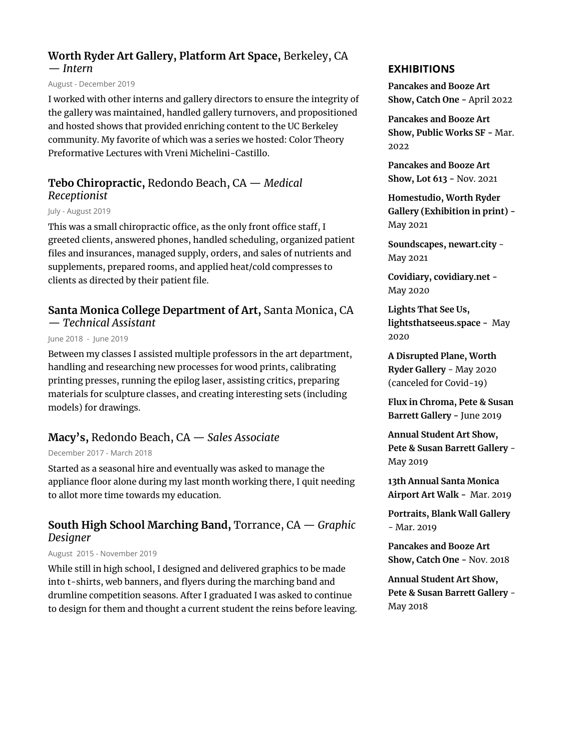### **Worth Ryder Art Gallery, Platform Art Space,** Berkeley, CA — *Intern*

August - December 2019

I worked with other interns and gallery directors to ensure the integrity of the gallery was maintained, handled gallery turnovers, and propositioned and hosted shows that provided enriching content to the UC Berkeley community. My favorite of which was a series we hosted: Color Theory Preformative Lectures with Vreni Michelini-Castillo.

### **Tebo Chiropractic,** Redondo Beach, CA — *Medical Receptionist*

July - August 2019

This was a small chiropractic office, as the only front office staff, I greeted clients, answered phones, handled scheduling, organized patient files and insurances, managed supply, orders, and sales of nutrients and supplements, prepared rooms, and applied heat/cold compresses to clients as directed by their patient file.

### **Santa Monica College Department of Art,** Santa Monica, CA — *Technical Assistant*

June 2018 - June 2019

Between my classes I assisted multiple professors in the art department, handling and researching new processes for wood prints, calibrating printing presses, running the epilog laser, assisting critics, preparing materials for sculpture classes, and creating interesting sets (including models) for drawings.

### **Macy's,** Redondo Beach, CA — *Sales Associate*

December 2017 - March 2018

Started as a seasonal hire and eventually was asked to manage the appliance floor alone during my last month working there, I quit needing to allot more time towards my education.

### **South High School Marching Band,** Torrance, CA — *Graphic Designer*

August 2015 - November 2019

While still in high school, I designed and delivered graphics to be made into t-shirts, web banners, and flyers during the marching band and drumline competition seasons. After I graduated I was asked to continue to design for them and thought a current student the reins before leaving.

## EXHIBITIONS

**Pancakes and Booze Art Show, Catch One -** April 2022

**Pancakes and Booze Art Show, Public Works SF -** Mar. 2022

**Pancakes and Booze Art Show, Lot 613 -** Nov. 2021

**Homestudio, Worth Ryder Gallery (Exhibition in print) -** May 2021

**Soundscapes, newart.city** - May 2021

**Covidiary, covidiary.net -** May 2020

**Lights That See Us, lightsthatseeus.space -** May 2020

**A Disrupted Plane, Worth Ryder Gallery** - May 2020 (canceled for Covid-19)

**Flux in Chroma, Pete & Susan Barrett Gallery** - June 2019

**Annual Student Art Show, Pete & Susan Barrett Gallery** - May 2019

**13th Annual Santa Monica Airport Art Walk -** Mar. 2019

**Portraits, Blank Wall Gallery** - Mar. 2019

**Pancakes and Booze Art Show, Catch One -** Nov. 2018

**Annual Student Art Show, Pete & Susan Barrett Gallery** - May 2018